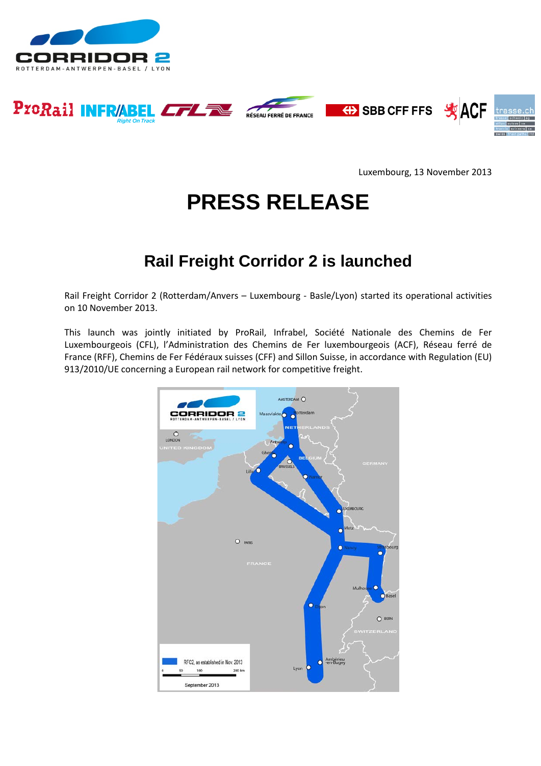Luxembourg, 13 November 2013

# PRESS RELEASE

## Rail Freight Corridor 2 is launched

Rail Freight Corridor 2 (Rotterdam/Anvers – Luxembourg - Basle/Lyon) started its operational activities on 10 November 2013.

This launch was jointly initiated by ProRail, Infrabel, Société Nationale des Chemins de Fer Luxembourgeois (CFL), l'Administration des Chemins de Fer luxembourgeois (ACF), Réseau ferré de France (RFF), Chemins de Fer Fédéraux suisses (CFF) and Sillon Suisse, in accordance with Regulation (EU) 913/2010/UE concerning a European rail network for competitive freight.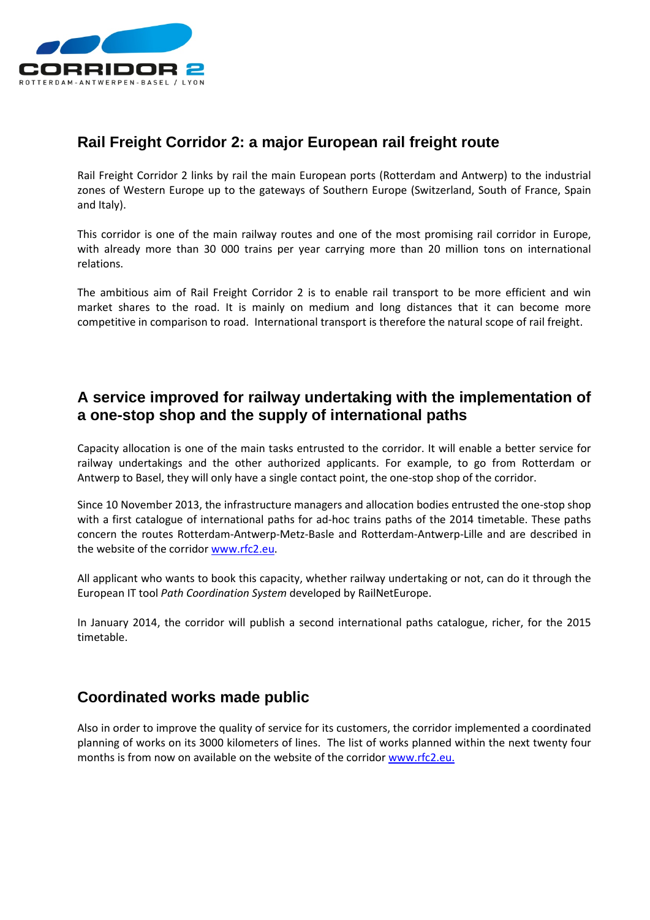## Rail Freight Corridor 2: a major European rail freight route

Rail Freight Corridor 2 links by rail the main European ports (Rotterdam and Antwerp) to the industrial zones of Western Europe up to the gateways of Southern Europe (Switzerland, South of France, Spain and Italy).

This corridor is one of the main railway routes and one of the most promising rail corridor in Europe, with already more than 30 000 trains per year carrying more than 20 million tons on international relations.

The ambitious aim of Rail Freight Corridor 2 is to enable rail transport to be more efficient and win market shares to the road. It is mainly on medium and long distances that it can become more competitive in comparison to road. International transport is therefore the natural scope of rail freight.

## A service improved for railway undertaking with the implementation of a one-stop shop and the supply of international paths

Capacity allocation is one of the main tasks entrusted to the corridor. It will enable a better service for railway undertakings and the other authorized applicants. For example, to go from Rotterdam or Antwerp to Basel, they will only have a single contact point, the one-stop shop of the corridor.

Since 10 November 2013, the infrastructure managers and allocation bodies entrusted the one-stop shop with a first catalogue of international paths for ad-hoc trains paths of the 2014 timetable. These paths concern the routes Rotterdam-Antwerp-Metz-Basle and Rotterdam-Antwerp-Lille and are described in the website of the corridor www.rfc2.eu.

All applicant who wants to book this capacity, whether railway undertaking or not, can do it through the European IT tool *Path Coordination System* developed by RailNetEurope.

In January 2014, the corridor will publish a second international paths catalogue, richer, for the 2015 timetable.

## Coordinated works made public

Also in order to improve the quality of service for its customers, the corridor implemented a coordinated planning of works on its 3000 kilometers of lines. The list of works planned within the next twenty four months is from now on available on the website of the corridor www.rfc2.eu.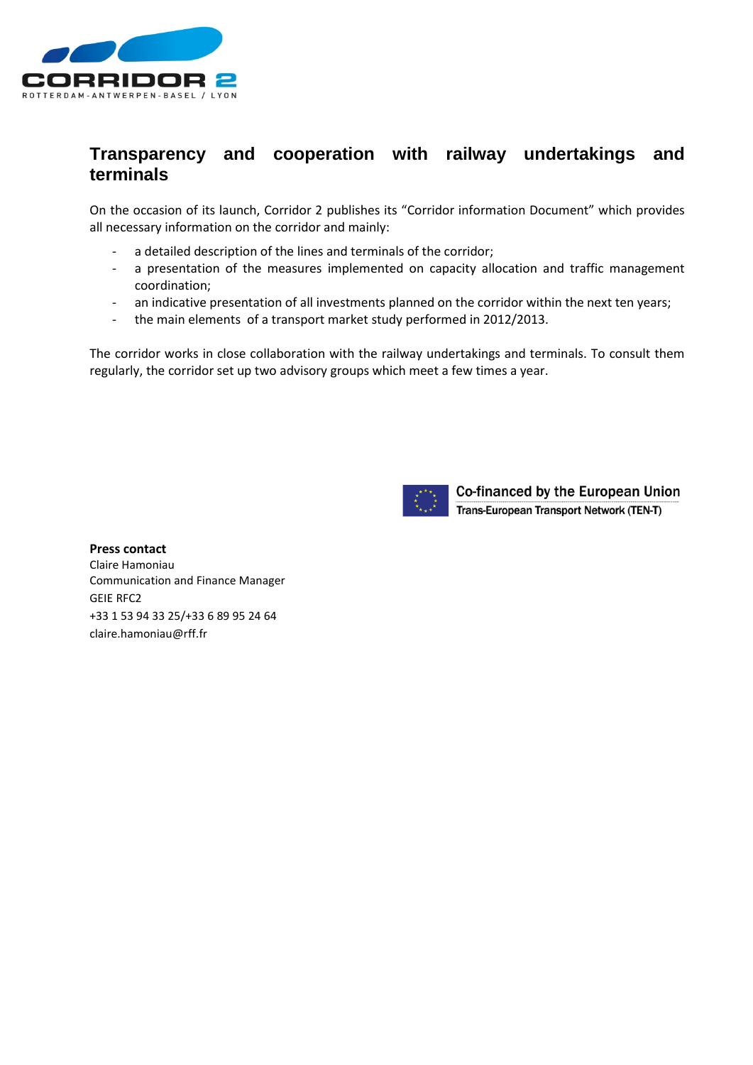## Transparency and cooperation with railway undertakings and terminals

On the occasion of its launch, Corridor 2 publishes its “Corridor information Document” which provides all necessary information on the corridor and mainly:

- a detailed description of the lines and terminals of the corridor;
- a presentation of the measures implemented on capacity allocation and traffic management coordination;
- an indicative presentation of all investments planned on the corridor within the next ten years;
- the main elements of a transport market study performed in 2012/2013.

The corridor works in close collaboration with the railway undertakings and terminals. To consult them regularly, the corridor set up two advisory groups which meet a few times a year.

Co-financed by the European Union
Trans-European Transport Network (TEN-T)

**Press contact**
Claire Hamoniau
Communication and Finance Manager
GEIE RFC2
+33 1 53 94 33 25/+33 6 89 95 24 64
claire.hamoniau@rff.fr